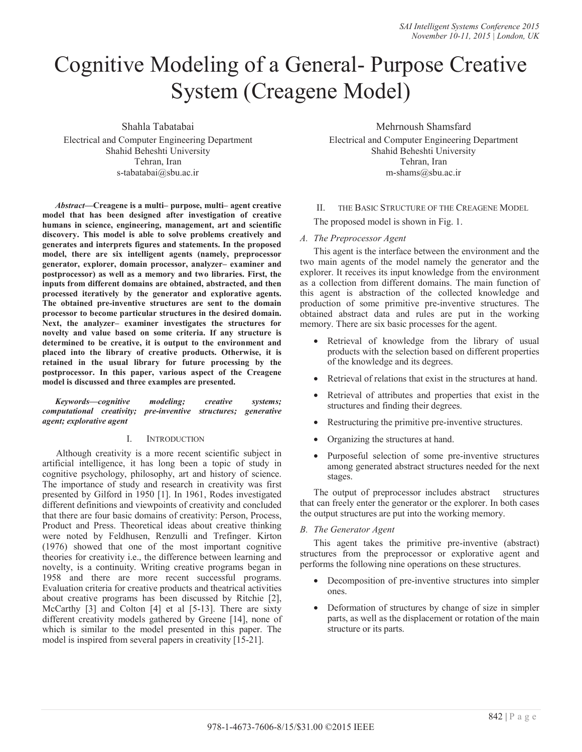# Cognitive Modeling of a General- Purpose Creative System (Creagene Model)

Shahla Tabatabai
Electrical and Computer Engineering Department
Shahid Beheshti University
Tehran, Iran
s-tabatabai@sbu.ac.ir

Mehrnoush Shamsfard
Electrical and Computer Engineering Department
Shahid Beheshti University
Tehran, Iran
m-shams@sbu.ac.ir

***Abstract*—Creagene is a multi– purpose, multi– agent creative model that has been designed after investigation of creative humans in science, engineering, management, art and scientific discovery. This model is able to solve problems creatively and generates and interprets figures and statements. In the proposed model, there are six intelligent agents (namely, preprocessor generator, explorer, domain processor, analyzer– examiner and postprocessor) as well as a memory and two libraries. First, the inputs from different domains are obtained, abstracted, and then processed iteratively by the generator and explorative agents. The obtained pre-inventive structures are sent to the domain processor to become particular structures in the desired domain. Next, the analyzer– examiner investigates the structures for novelty and value based on some criteria. If any structure is determined to be creative, it is output to the environment and placed into the library of creative products. Otherwise, it is retained in the usual library for future processing by the postprocessor. In this paper, various aspect of the Creagene model is discussed and three examples are presented.**

***Keywords—cognitive modeling; creative systems; computational creativity; pre-inventive structures; generative agent; explorative agent***

## I. Introduction

Although creativity is a more recent scientific subject in artificial intelligence, it has long been a topic of study in cognitive psychology, philosophy, art and history of science. The importance of study and research in creativity was first presented by Gilford in 1950 [1]. In 1961, Rodes investigated different definitions and viewpoints of creativity and concluded that there are four basic domains of creativity: Person, Process, Product and Press. Theoretical ideas about creative thinking were noted by Feldhusen, Renzulli and Trefinger. Kirton (1976) showed that one of the most important cognitive theories for creativity i.e., the difference between learning and novelty, is a continuity. Writing creative programs began in 1958 and there are more recent successful programs. Evaluation criteria for creative products and theatrical activities about creative programs has been discussed by Ritchie [2], McCarthy [3] and Colton [4] et al [5-13]. There are sixty different creativity models gathered by Greene [14], none of which is similar to the model presented in this paper. The model is inspired from several papers in creativity [15-21].

## II. The Basic Structure of the Creagene Model

The proposed model is shown in Fig. 1.

### *A. The Preprocessor Agent*

This agent is the interface between the environment and the two main agents of the model namely the generator and the explorer. It receives its input knowledge from the environment as a collection from different domains. The main function of this agent is abstraction of the collected knowledge and production of some primitive pre-inventive structures. The obtained abstract data and rules are put in the working memory. There are six basic processes for the agent.

- Retrieval of knowledge from the library of usual products with the selection based on different properties of the knowledge and its degrees.
- Retrieval of relations that exist in the structures at hand.
- Retrieval of attributes and properties that exist in the structures and finding their degrees.
- Restructuring the primitive pre-inventive structures.
- Organizing the structures at hand.
- Purposeful selection of some pre-inventive structures among generated abstract structures needed for the next stages.

The output of preprocessor includes abstract structures that can freely enter the generator or the explorer. In both cases the output structures are put into the working memory.

### *B. The Generator Agent*

This agent takes the primitive pre-inventive (abstract) structures from the preprocessor or explorative agent and performs the following nine operations on these structures.

- Decomposition of pre-inventive structures into simpler ones.
- Deformation of structures by change of size in simpler parts, as well as the displacement or rotation of the main structure or its parts.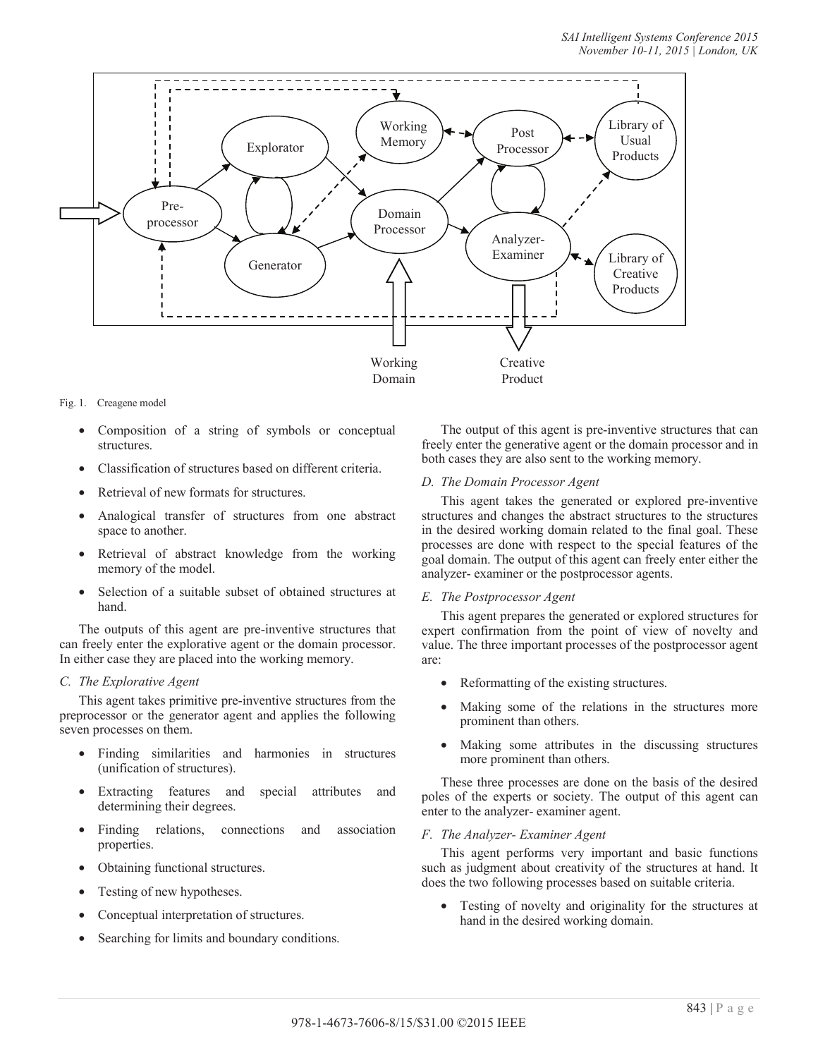Fig. 1. Creagene model

- Composition of a string of symbols or conceptual structures.
- Classification of structures based on different criteria.
- Retrieval of new formats for structures.
- Analogical transfer of structures from one abstract space to another.
- Retrieval of abstract knowledge from the working memory of the model.
- Selection of a suitable subset of obtained structures at hand.

The outputs of this agent are pre-inventive structures that can freely enter the explorative agent or the domain processor. In either case they are placed into the working memory.

### *C. The Explorative Agent*

This agent takes primitive pre-inventive structures from the preprocessor or the generator agent and applies the following seven processes on them.

- Finding similarities and harmonies in structures (unification of structures).
- Extracting features and special attributes and determining their degrees.
- Finding relations, connections and association properties.
- Obtaining functional structures.
- Testing of new hypotheses.
- Conceptual interpretation of structures.
- Searching for limits and boundary conditions.

The output of this agent is pre-inventive structures that can freely enter the generative agent or the domain processor and in both cases they are also sent to the working memory.

### *D. The Domain Processor Agent*

This agent takes the generated or explored pre-inventive structures and changes the abstract structures to the structures in the desired working domain related to the final goal. These processes are done with respect to the special features of the goal domain. The output of this agent can freely enter either the analyzer- examiner or the postprocessor agents.

### *E. The Postprocessor Agent*

This agent prepares the generated or explored structures for expert confirmation from the point of view of novelty and value. The three important processes of the postprocessor agent are:

- Reformatting of the existing structures.
- Making some of the relations in the structures more prominent than others.
- Making some attributes in the discussing structures more prominent than others.

These three processes are done on the basis of the desired poles of the experts or society. The output of this agent can enter to the analyzer- examiner agent.

### *F. The Analyzer- Examiner Agent*

This agent performs very important and basic functions such as judgment about creativity of the structures at hand. It does the two following processes based on suitable criteria.

- Testing of novelty and originality for the structures at hand in the desired working domain.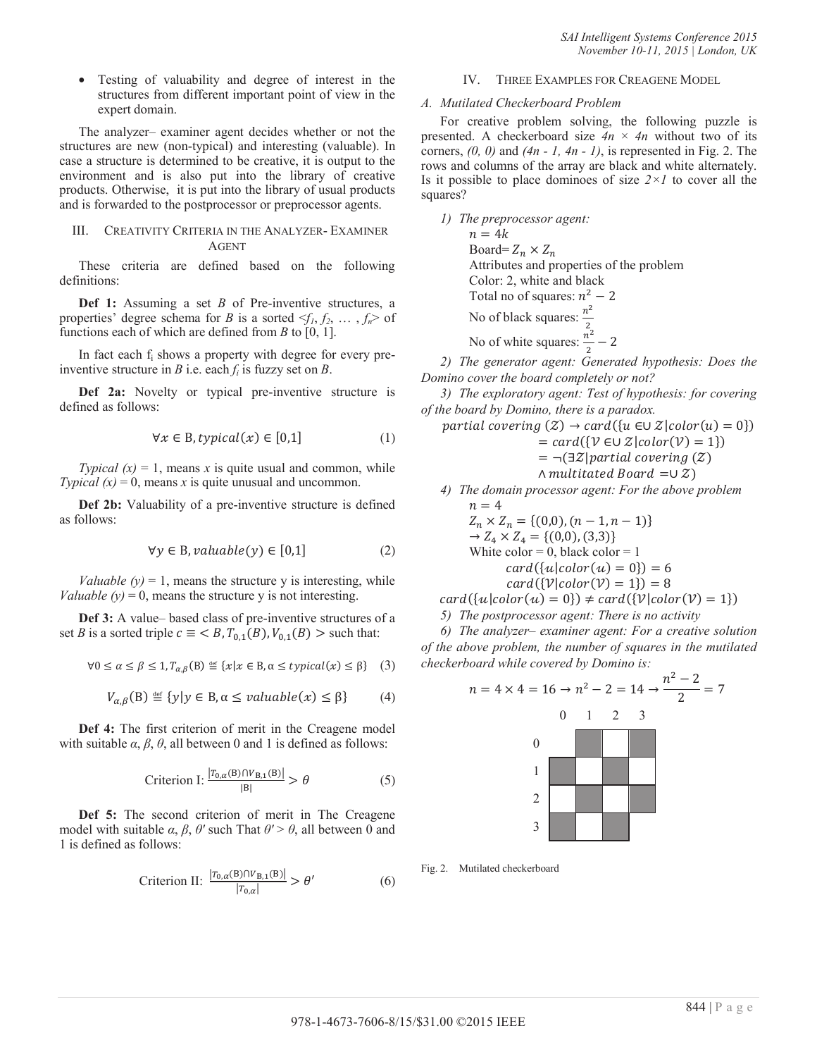- Testing of valuability and degree of interest in the structures from different important point of view in the expert domain.

The analyzer– examiner agent decides whether or not the structures are new (non-typical) and interesting (valuable). In case a structure is determined to be creative, it is output to the environment and is also put into the library of creative products. Otherwise, it is put into the library of usual products and is forwarded to the postprocessor or preprocessor agents.

## III. Creativity Criteria in the Analyzer- Examiner Agent

These criteria are defined based on the following definitions:

**Def 1:** Assuming a set *B* of Pre-inventive structures, a properties' degree schema for *B* is a sorted $<f_1, f_2, \ldots, f_n>$ of functions each of which are defined from *B* to [0, 1].

In fact each $f_i$ shows a property with degree for every pre-inventive structure in *B* i.e. each $f_i$ is fuzzy set on *B*.

**Def 2a:** Novelty or typical pre-inventive structure is defined as follows:

$$\forall x \in \mathrm{B}, typical(x) \in [0,1] \tag{1}$$

*Typical (x)* = 1, means *x* is quite usual and common, while *Typical (x)* = 0, means *x* is quite unusual and uncommon.

**Def 2b:** Valuability of a pre-inventive structure is defined as follows:

$$\forall y \in \mathrm{B}, valuable(y) \in [0,1] \tag{2}$$

*Valuable (y)* = 1, means the structure y is interesting, while *Valuable (y)* = 0, means the structure y is not interesting.

**Def 3:** A value– based class of pre-inventive structures of a set *B* is a sorted triple $c \equiv < B, T_{0,1}(B), V_{0,1}(B) >$ such that:

$$\forall 0 \leq \alpha \leq \beta \leq 1, T_{\alpha,\beta}(\mathrm{B}) \stackrel{\text{def}}{=} \{x | x \in \mathrm{B}, \alpha \leq typical(x) \leq \beta\} \tag{3}$$

$$V_{\alpha,\beta}(\mathrm{B}) \stackrel{\text{def}}{=} \{y | y \in \mathrm{B}, \alpha \leq valuable(x) \leq \beta\} \tag{4}$$

**Def 4:** The first criterion of merit in the Creagene model with suitable $\alpha$, $\beta$, $\theta$, all between 0 and 1 is defined as follows:

$$\text{Criterion I: } \frac{|T_{0,\alpha}(\mathrm{B}) \cap V_{\mathrm{B},1}(\mathrm{B})|}{|\mathrm{B}|} > \theta \tag{5}$$

**Def 5:** The second criterion of merit in The Creagene model with suitable $\alpha$, $\beta$, $\theta'$ such That $\theta' > \theta$, all between 0 and 1 is defined as follows:

$$\text{Criterion II: } \frac{|T_{0,\alpha}(\mathrm{B}) \cap V_{\mathrm{B},1}(\mathrm{B})|}{|T_{0,\alpha}|} > \theta' \tag{6}$$

## IV. Three Examples for Creagene Model

### *A. Mutilated Checkerboard Problem*

For creative problem solving, the following puzzle is presented. A checkerboard size $4n \times 4n$ without two of its corners, *(0, 0)* and *(4n - 1, 4n - 1)*, is represented in Fig. 2. The rows and columns of the array are black and white alternately. Is it possible to place dominoes of size $2 \times 1$ to cover all the squares?

*1) The preprocessor agent:*

$n = 4k$

Board= $Z_n \times Z_n$

Attributes and properties of the problem

Color: 2, white and black

Total no of squares: $n^2 - 2$

No of black squares: $\frac{n^2}{2}$

No of white squares: $\frac{n^2}{2} - 2$

*2) The generator agent: Generated hypothesis: Does the Domino cover the board completely or not?*

*3) The exploratory agent: Test of hypothesis: for covering of the board by Domino, there is a paradox.*

$$partial\ covering\ (\mathcal{Z}) \rightarrow card(\{u \in \cup \mathcal{Z} | color(u) = 0\})$$
$$= card(\{\mathcal{V} \in \cup \mathcal{Z} | color(\mathcal{V}) = 1\})$$
$$= \neg(\exists \mathcal{Z} | partial\ covering\ (\mathcal{Z})$$
$$\wedge\, multitated\ Board\ = \cup \mathcal{Z})$$

*4) The domain processor agent: For the above problem*

$n = 4$

$Z_n \times Z_n = \{(0,0), (n-1, n-1)\}$

$\rightarrow Z_4 \times Z_4 = \{(0,0), (3,3)\}$

White color = 0, black color = 1

$$card(\{u | color(u) = 0\}) = 6$$
$$card(\{\mathcal{V} | color(\mathcal{V}) = 1\}) = 8$$
$$card(\{u | color(u) = 0\}) \neq card(\{\mathcal{V} | color(\mathcal{V}) = 1\})$$

*5) The postprocessor agent: There is no activity*

*6) The analyzer– examiner agent: For a creative solution of the above problem, the number of squares in the mutilated checkerboard while covered by Domino is:*

$$n = 4 \times 4 = 16 \rightarrow n^2 - 2 = 14 \rightarrow \frac{n^2 - 2}{2} = 7$$

| | 0 | 1 | 2 | 3 |
|---|---|---|---|---|
| 0 | | black | white | black |
| 1 | black | white | black | white |
| 2 | white | black | white | black |
| 3 | black | white | black | |

Fig. 2. Mutilated checkerboard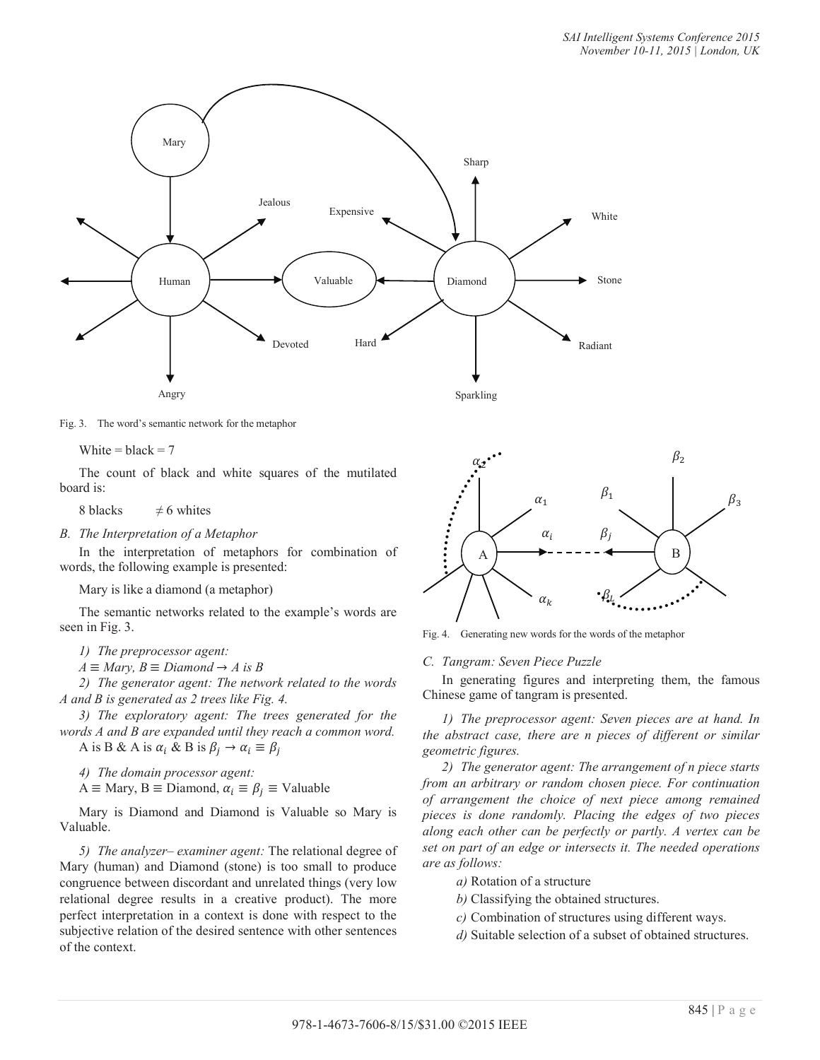Fig. 3. The word's semantic network for the metaphor

White = black = 7

The count of black and white squares of the mutilated board is:

8 blacks $\neq$ 6 whites

### B. The Interpretation of a Metaphor

In the interpretation of metaphors for combination of words, the following example is presented:

Mary is like a diamond (a metaphor)

The semantic networks related to the example's words are seen in Fig. 3.

*1) The preprocessor agent:*

$A \equiv$ *Mary,* $B \equiv$ *Diamond* $\rightarrow$ *A is B*

*2) The generator agent: The network related to the words A and B is generated as 2 trees like Fig. 4.*

*3) The exploratory agent: The trees generated for the words A and B are expanded until they reach a common word.*

A is B & A is $\alpha_i$ & B is $\beta_j \rightarrow \alpha_i \equiv \beta_j$

*4) The domain processor agent:*

$A \equiv$ Mary, $B \equiv$ Diamond, $\alpha_i \equiv \beta_j \equiv$ Valuable

Mary is Diamond and Diamond is Valuable so Mary is Valuable.

*5) The analyzer– examiner agent:* The relational degree of Mary (human) and Diamond (stone) is too small to produce congruence between discordant and unrelated things (very low relational degree results in a creative product). The more perfect interpretation in a context is done with respect to the subjective relation of the desired sentence with other sentences of the context.

Fig. 4. Generating new words for the words of the metaphor

### C. Tangram: Seven Piece Puzzle

In generating figures and interpreting them, the famous Chinese game of tangram is presented.

*1) The preprocessor agent: Seven pieces are at hand. In the abstract case, there are n pieces of different or similar geometric figures.*

*2) The generator agent: The arrangement of n piece starts from an arbitrary or random chosen piece. For continuation of arrangement the choice of next piece among remained pieces is done randomly. Placing the edges of two pieces along each other can be perfectly or partly. A vertex can be set on part of an edge or intersects it. The needed operations are as follows:*

*a)* Rotation of a structure

*b)* Classifying the obtained structures.

*c)* Combination of structures using different ways.

*d)* Suitable selection of a subset of obtained structures.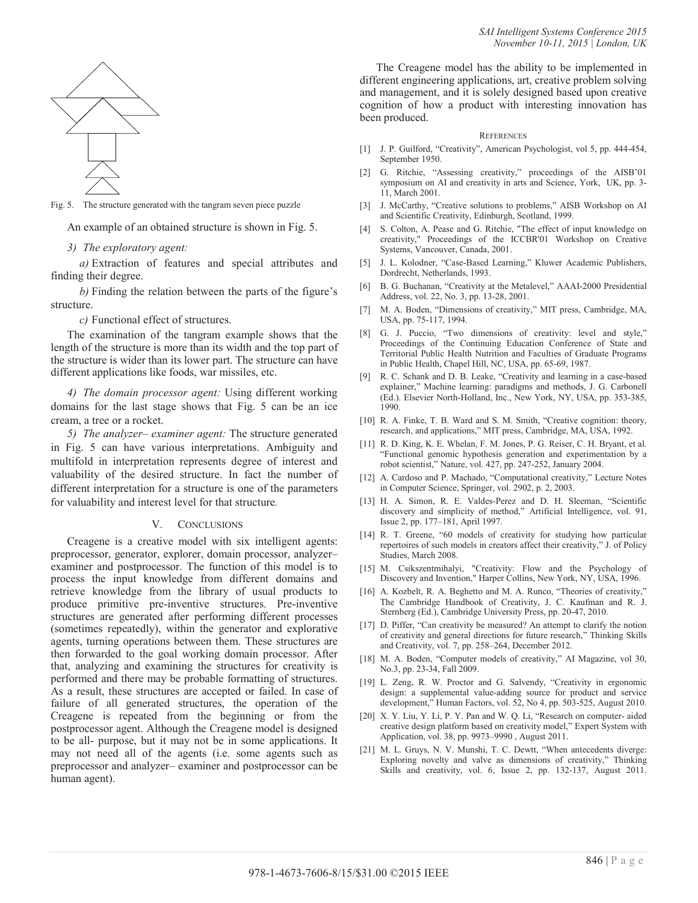Fig. 5. The structure generated with the tangram seven piece puzzle

An example of an obtained structure is shown in Fig. 5.

*3) The exploratory agent:*

*a)* Extraction of features and special attributes and finding their degree.

*b)* Finding the relation between the parts of the figure's structure.

*c)* Functional effect of structures.

The examination of the tangram example shows that the length of the structure is more than its width and the top part of the structure is wider than its lower part. The structure can have different applications like foods, war missiles, etc.

*4) The domain processor agent:* Using different working domains for the last stage shows that Fig. 5 can be an ice cream, a tree or a rocket.

*5) The analyzer– examiner agent:* The structure generated in Fig. 5 can have various interpretations. Ambiguity and multifold in interpretation represents degree of interest and valuability of the desired structure. In fact the number of different interpretation for a structure is one of the parameters for valuability and interest level for that structure.

## V. Conclusions

Creagene is a creative model with six intelligent agents: preprocessor, generator, explorer, domain processor, analyzer–examiner and postprocessor. The function of this model is to process the input knowledge from different domains and retrieve knowledge from the library of usual products to produce primitive pre-inventive structures. Pre-inventive structures are generated after performing different processes (sometimes repeatedly), within the generator and explorative agents, turning operations between them. These structures are then forwarded to the goal working domain processor. After that, analyzing and examining the structures for creativity is performed and there may be probable formatting of structures. As a result, these structures are accepted or failed. In case of failure of all generated structures, the operation of the Creagene is repeated from the beginning or from the postprocessor agent. Although the Creagene model is designed to be all- purpose, but it may not be in some applications. It may not need all of the agents (i.e. some agents such as preprocessor and analyzer– examiner and postprocessor can be human agent).

The Creagene model has the ability to be implemented in different engineering applications, art, creative problem solving and management, and it is solely designed based upon creative cognition of how a product with interesting innovation has been produced.

## References

[1] J. P. Guilford, "Creativity", American Psychologist, vol 5, pp. 444-454, September 1950.

[2] G. Ritchie, "Assessing creativity," proceedings of the AISB'01 symposium on AI and creativity in arts and Science, York, UK, pp. 3-11, March 2001.

[3] J. McCarthy, "Creative solutions to problems," AISB Workshop on AI and Scientific Creativity, Edinburgh, Scotland, 1999.

[4] S. Colton, A. Pease and G. Ritchie, "The effect of input knowledge on creativity," Proceedings of the ICCBR'01 Workshop on Creative Systems, Vancouver, Canada, 2001.

[5] J. L. Kolodner, "Case-Based Learning," Kluwer Academic Publishers, Dordrecht, Netherlands, 1993.

[6] B. G. Buchanan, "Creativity at the Metalevel," AAAI-2000 Presidential Address, vol. 22, No. 3, pp. 13-28, 2001.

[7] M. A. Boden, "Dimensions of creativity," MIT press, Cambridge, MA, USA, pp. 75-117, 1994.

[8] G. J. Puccio, "Two dimensions of creativity: level and style," Proceedings of the Continuing Education Conference of State and Territorial Public Health Nutrition and Faculties of Graduate Programs in Public Health, Chapel Hill, NC, USA, pp. 65-69, 1987.

[9] R. C. Schank and D. B. Leake, "Creativity and learning in a case-based explainer," Machine learning: paradigms and methods, J. G. Carbonell (Ed.). Elsevier North-Holland, Inc., New York, NY, USA, pp. 353-385, 1990.

[10] R. A. Finke, T. B. Ward and S. M. Smith, "Creative cognition: theory, research, and applications," MIT press, Cambridge, MA, USA, 1992.

[11] R. D. King, K. E. Whelan, F. M. Jones, P. G. Reiser, C. H. Bryant, et al. "Functional genomic hypothesis generation and experimentation by a robot scientist," Nature, vol. 427, pp. 247-252, January 2004.

[12] A. Cardoso and P. Machado, "Computational creativity," Lecture Notes in Computer Science, Springer, vol. 2902, p. 2, 2003.

[13] H. A. Simon, R. E. Valdes-Perez and D. H. Sleeman, "Scientific discovery and simplicity of method," Artificial Intelligence, vol. 91, Issue 2, pp. 177–181, April 1997.

[14] R. T. Greene, "60 models of creativity for studying how particular repertoires of such models in creators affect their creativity," J. of Policy Studies, March 2008.

[15] M. Csikszentmihalyi, "Creativity: Flow and the Psychology of Discovery and Invention," Harper Collins, New York, NY, USA, 1996.

[16] A. Kozbelt, R. A. Beghetto and M. A. Runco, "Theories of creativity," The Cambridge Handbook of Creativity, J. C. Kaufman and R. J. Sternberg (Ed.), Cambridge University Press, pp. 20-47, 2010.

[17] D. Piffer, "Can creativity be measured? An attempt to clarify the notion of creativity and general directions for future research," Thinking Skills and Creativity, vol. 7, pp. 258–264, December 2012.

[18] M. A. Boden, "Computer models of creativity," AI Magazine, vol 30, No.3, pp. 23-34, Fall 2009.

[19] L. Zeng, R. W. Proctor and G. Salvendy, "Creativity in ergonomic design: a supplemental value-adding source for product and service development," Human Factors, vol. 52, No 4, pp. 503-525, August 2010.

[20] X. Y. Liu, Y. Li, P. Y. Pan and W. Q. Li, "Research on computer- aided creative design platform based on creativity model," Expert System with Application, vol. 38, pp. 9973–9990 , August 2011.

[21] M. L. Gruys, N. V. Munshi, T. C. Dewtt, "When antecedents diverge: Exploring novelty and valve as dimensions of creativity," Thinking Skills and creativity, vol. 6, Issue 2, pp. 132-137, August 2011.